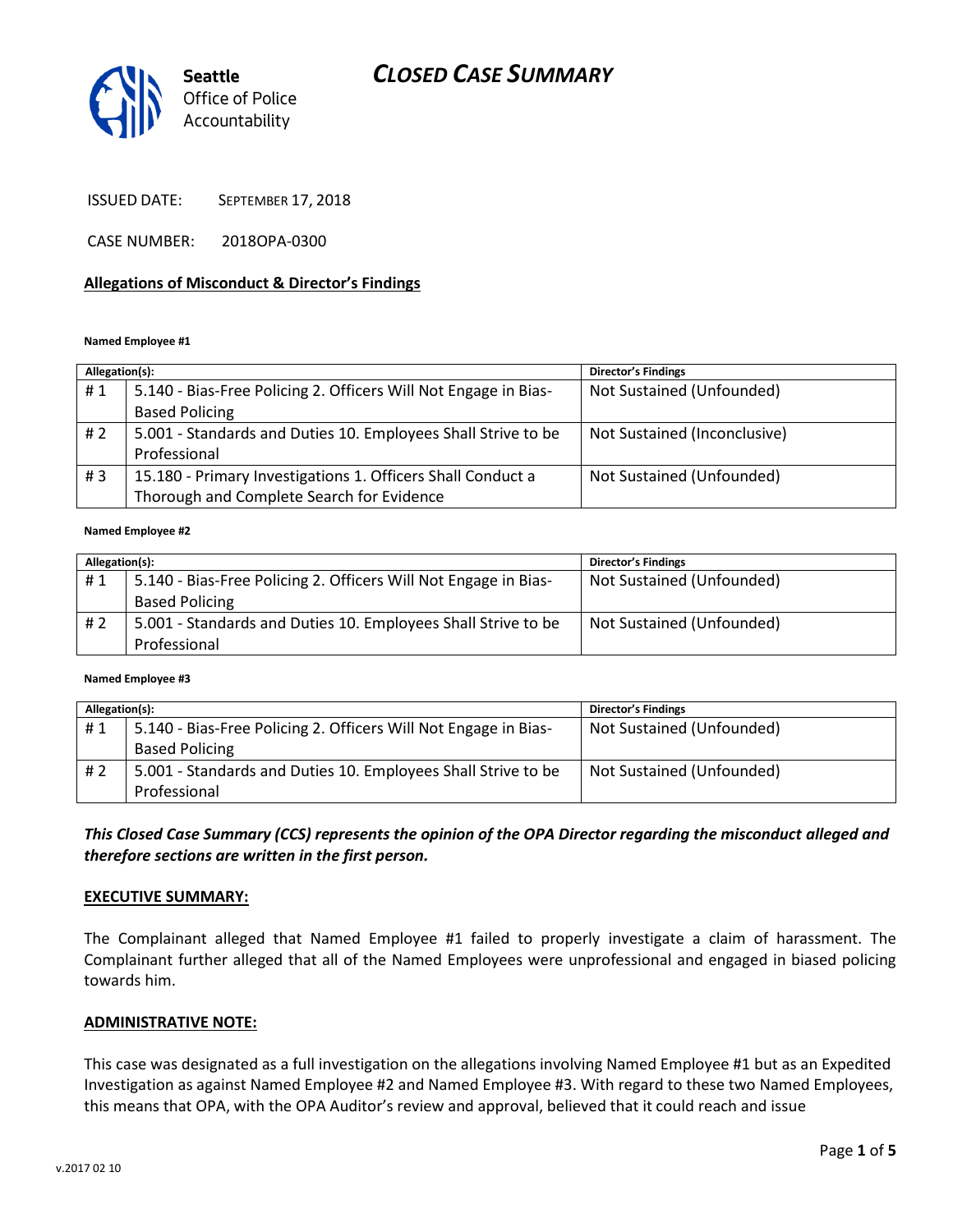# CLOSED CASE SUMMARY

Seattle Office of Police Accountability

ISSUED DATE: SEPTEMBER 17, 2018

CASE NUMBER: 2018OPA-0300

**Allegations of Misconduct & Director's Findings**

**Named Employee #1**

| Allegation(s): | | Director's Findings |
|---|---|---|
| # 1 | 5.140 - Bias-Free Policing 2. Officers Will Not Engage in Bias-Based Policing | Not Sustained (Unfounded) |
| # 2 | 5.001 - Standards and Duties 10. Employees Shall Strive to be Professional | Not Sustained (Inconclusive) |
| # 3 | 15.180 - Primary Investigations 1. Officers Shall Conduct a Thorough and Complete Search for Evidence | Not Sustained (Unfounded) |

**Named Employee #2**

| Allegation(s): | | Director's Findings |
|---|---|---|
| # 1 | 5.140 - Bias-Free Policing 2. Officers Will Not Engage in Bias-Based Policing | Not Sustained (Unfounded) |
| # 2 | 5.001 - Standards and Duties 10. Employees Shall Strive to be Professional | Not Sustained (Unfounded) |

**Named Employee #3**

| Allegation(s): | | Director's Findings |
|---|---|---|
| # 1 | 5.140 - Bias-Free Policing 2. Officers Will Not Engage in Bias-Based Policing | Not Sustained (Unfounded) |
| # 2 | 5.001 - Standards and Duties 10. Employees Shall Strive to be Professional | Not Sustained (Unfounded) |

***This Closed Case Summary (CCS) represents the opinion of the OPA Director regarding the misconduct alleged and therefore sections are written in the first person.***

**EXECUTIVE SUMMARY:**

The Complainant alleged that Named Employee #1 failed to properly investigate a claim of harassment. The Complainant further alleged that all of the Named Employees were unprofessional and engaged in biased policing towards him.

**ADMINISTRATIVE NOTE:**

This case was designated as a full investigation on the allegations involving Named Employee #1 but as an Expedited Investigation as against Named Employee #2 and Named Employee #3. With regard to these two Named Employees, this means that OPA, with the OPA Auditor's review and approval, believed that it could reach and issue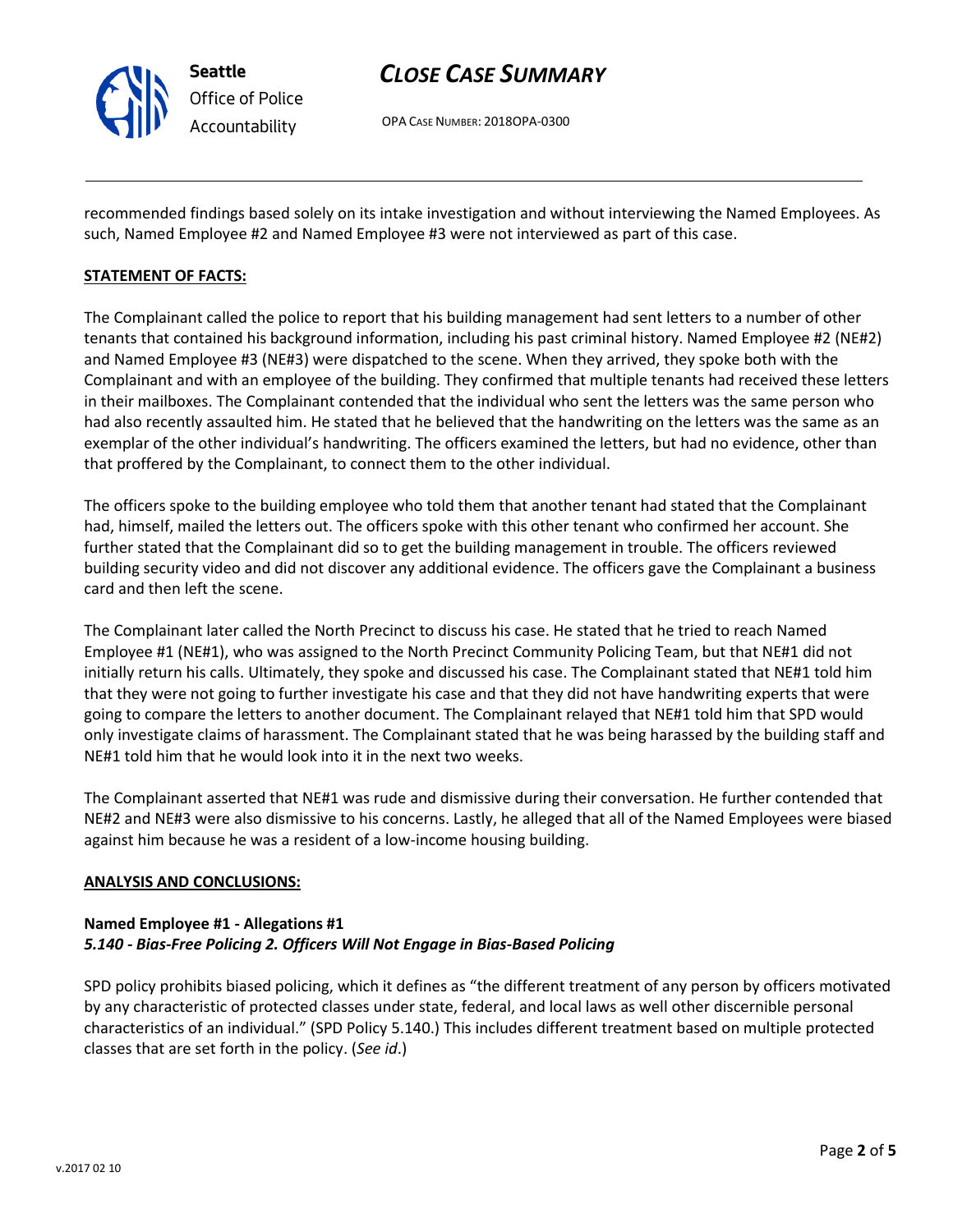recommended findings based solely on its intake investigation and without interviewing the Named Employees. As such, Named Employee #2 and Named Employee #3 were not interviewed as part of this case.

**STATEMENT OF FACTS:**

The Complainant called the police to report that his building management had sent letters to a number of other tenants that contained his background information, including his past criminal history. Named Employee #2 (NE#2) and Named Employee #3 (NE#3) were dispatched to the scene. When they arrived, they spoke both with the Complainant and with an employee of the building. They confirmed that multiple tenants had received these letters in their mailboxes. The Complainant contended that the individual who sent the letters was the same person who had also recently assaulted him. He stated that he believed that the handwriting on the letters was the same as an exemplar of the other individual's handwriting. The officers examined the letters, but had no evidence, other than that proffered by the Complainant, to connect them to the other individual.

The officers spoke to the building employee who told them that another tenant had stated that the Complainant had, himself, mailed the letters out. The officers spoke with this other tenant who confirmed her account. She further stated that the Complainant did so to get the building management in trouble. The officers reviewed building security video and did not discover any additional evidence. The officers gave the Complainant a business card and then left the scene.

The Complainant later called the North Precinct to discuss his case. He stated that he tried to reach Named Employee #1 (NE#1), who was assigned to the North Precinct Community Policing Team, but that NE#1 did not initially return his calls. Ultimately, they spoke and discussed his case. The Complainant stated that NE#1 told him that they were not going to further investigate his case and that they did not have handwriting experts that were going to compare the letters to another document. The Complainant relayed that NE#1 told him that SPD would only investigate claims of harassment. The Complainant stated that he was being harassed by the building staff and NE#1 told him that he would look into it in the next two weeks.

The Complainant asserted that NE#1 was rude and dismissive during their conversation. He further contended that NE#2 and NE#3 were also dismissive to his concerns. Lastly, he alleged that all of the Named Employees were biased against him because he was a resident of a low-income housing building.

**ANALYSIS AND CONCLUSIONS:**

**Named Employee #1 - Allegations #1**
***5.140 - Bias-Free Policing 2. Officers Will Not Engage in Bias-Based Policing***

SPD policy prohibits biased policing, which it defines as "the different treatment of any person by officers motivated by any characteristic of protected classes under state, federal, and local laws as well other discernible personal characteristics of an individual." (SPD Policy 5.140.) This includes different treatment based on multiple protected classes that are set forth in the policy. (*See id*.)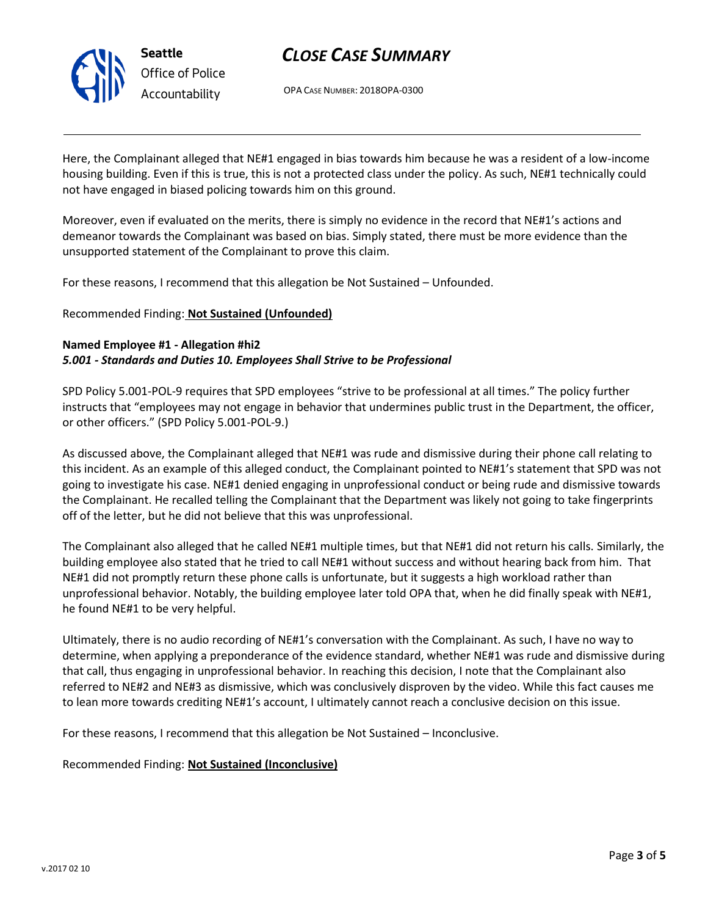Here, the Complainant alleged that NE#1 engaged in bias towards him because he was a resident of a low-income housing building. Even if this is true, this is not a protected class under the policy. As such, NE#1 technically could not have engaged in biased policing towards him on this ground.

Moreover, even if evaluated on the merits, there is simply no evidence in the record that NE#1's actions and demeanor towards the Complainant was based on bias. Simply stated, there must be more evidence than the unsupported statement of the Complainant to prove this claim.

For these reasons, I recommend that this allegation be Not Sustained – Unfounded.

Recommended Finding: **Not Sustained (Unfounded)**

**Named Employee #1 - Allegation #hi2**
***5.001 - Standards and Duties 10. Employees Shall Strive to be Professional***

SPD Policy 5.001-POL-9 requires that SPD employees "strive to be professional at all times." The policy further instructs that "employees may not engage in behavior that undermines public trust in the Department, the officer, or other officers." (SPD Policy 5.001-POL-9.)

As discussed above, the Complainant alleged that NE#1 was rude and dismissive during their phone call relating to this incident. As an example of this alleged conduct, the Complainant pointed to NE#1's statement that SPD was not going to investigate his case. NE#1 denied engaging in unprofessional conduct or being rude and dismissive towards the Complainant. He recalled telling the Complainant that the Department was likely not going to take fingerprints off of the letter, but he did not believe that this was unprofessional.

The Complainant also alleged that he called NE#1 multiple times, but that NE#1 did not return his calls. Similarly, the building employee also stated that he tried to call NE#1 without success and without hearing back from him. That NE#1 did not promptly return these phone calls is unfortunate, but it suggests a high workload rather than unprofessional behavior. Notably, the building employee later told OPA that, when he did finally speak with NE#1, he found NE#1 to be very helpful.

Ultimately, there is no audio recording of NE#1's conversation with the Complainant. As such, I have no way to determine, when applying a preponderance of the evidence standard, whether NE#1 was rude and dismissive during that call, thus engaging in unprofessional behavior. In reaching this decision, I note that the Complainant also referred to NE#2 and NE#3 as dismissive, which was conclusively disproven by the video. While this fact causes me to lean more towards crediting NE#1's account, I ultimately cannot reach a conclusive decision on this issue.

For these reasons, I recommend that this allegation be Not Sustained – Inconclusive.

Recommended Finding: **Not Sustained (Inconclusive)**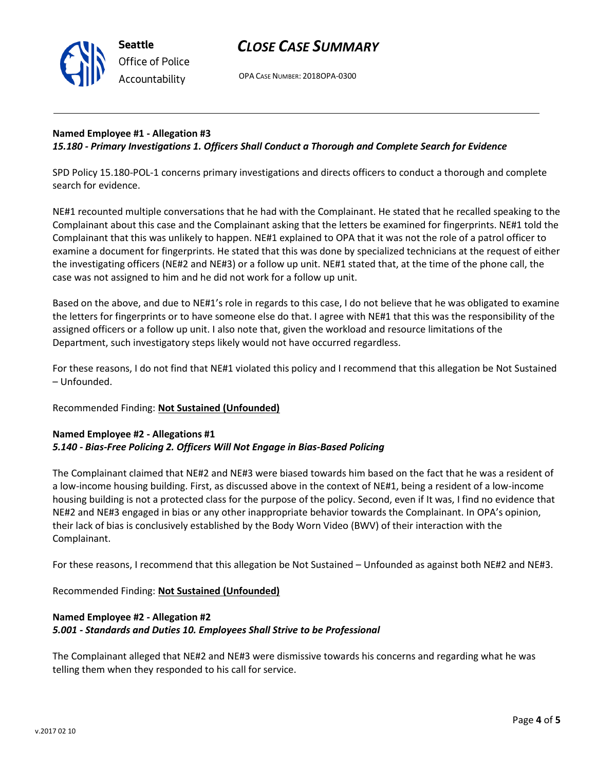**Named Employee #1 - Allegation #3**
***15.180 - Primary Investigations 1. Officers Shall Conduct a Thorough and Complete Search for Evidence***

SPD Policy 15.180-POL-1 concerns primary investigations and directs officers to conduct a thorough and complete search for evidence.

NE#1 recounted multiple conversations that he had with the Complainant. He stated that he recalled speaking to the Complainant about this case and the Complainant asking that the letters be examined for fingerprints. NE#1 told the Complainant that this was unlikely to happen. NE#1 explained to OPA that it was not the role of a patrol officer to examine a document for fingerprints. He stated that this was done by specialized technicians at the request of either the investigating officers (NE#2 and NE#3) or a follow up unit. NE#1 stated that, at the time of the phone call, the case was not assigned to him and he did not work for a follow up unit.

Based on the above, and due to NE#1's role in regards to this case, I do not believe that he was obligated to examine the letters for fingerprints or to have someone else do that. I agree with NE#1 that this was the responsibility of the assigned officers or a follow up unit. I also note that, given the workload and resource limitations of the Department, such investigatory steps likely would not have occurred regardless.

For these reasons, I do not find that NE#1 violated this policy and I recommend that this allegation be Not Sustained – Unfounded.

Recommended Finding: **Not Sustained (Unfounded)**

**Named Employee #2 - Allegations #1**
***5.140 - Bias-Free Policing 2. Officers Will Not Engage in Bias-Based Policing***

The Complainant claimed that NE#2 and NE#3 were biased towards him based on the fact that he was a resident of a low-income housing building. First, as discussed above in the context of NE#1, being a resident of a low-income housing building is not a protected class for the purpose of the policy. Second, even if It was, I find no evidence that NE#2 and NE#3 engaged in bias or any other inappropriate behavior towards the Complainant. In OPA's opinion, their lack of bias is conclusively established by the Body Worn Video (BWV) of their interaction with the Complainant.

For these reasons, I recommend that this allegation be Not Sustained – Unfounded as against both NE#2 and NE#3.

Recommended Finding: **Not Sustained (Unfounded)**

**Named Employee #2 - Allegation #2**
***5.001 - Standards and Duties 10. Employees Shall Strive to be Professional***

The Complainant alleged that NE#2 and NE#3 were dismissive towards his concerns and regarding what he was telling them when they responded to his call for service.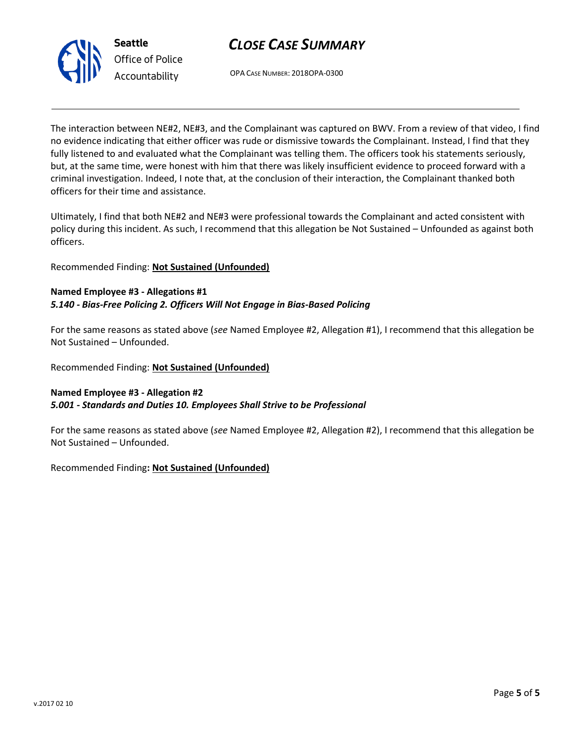The interaction between NE#2, NE#3, and the Complainant was captured on BWV. From a review of that video, I find no evidence indicating that either officer was rude or dismissive towards the Complainant. Instead, I find that they fully listened to and evaluated what the Complainant was telling them. The officers took his statements seriously, but, at the same time, were honest with him that there was likely insufficient evidence to proceed forward with a criminal investigation. Indeed, I note that, at the conclusion of their interaction, the Complainant thanked both officers for their time and assistance.

Ultimately, I find that both NE#2 and NE#3 were professional towards the Complainant and acted consistent with policy during this incident. As such, I recommend that this allegation be Not Sustained – Unfounded as against both officers.

Recommended Finding: **Not Sustained (Unfounded)**

**Named Employee #3 - Allegations #1**
***5.140 - Bias-Free Policing 2. Officers Will Not Engage in Bias-Based Policing***

For the same reasons as stated above (*see* Named Employee #2, Allegation #1), I recommend that this allegation be Not Sustained – Unfounded.

Recommended Finding: **Not Sustained (Unfounded)**

**Named Employee #3 - Allegation #2**
***5.001 - Standards and Duties 10. Employees Shall Strive to be Professional***

For the same reasons as stated above (*see* Named Employee #2, Allegation #2), I recommend that this allegation be Not Sustained – Unfounded.

Recommended Finding**: Not Sustained (Unfounded)**